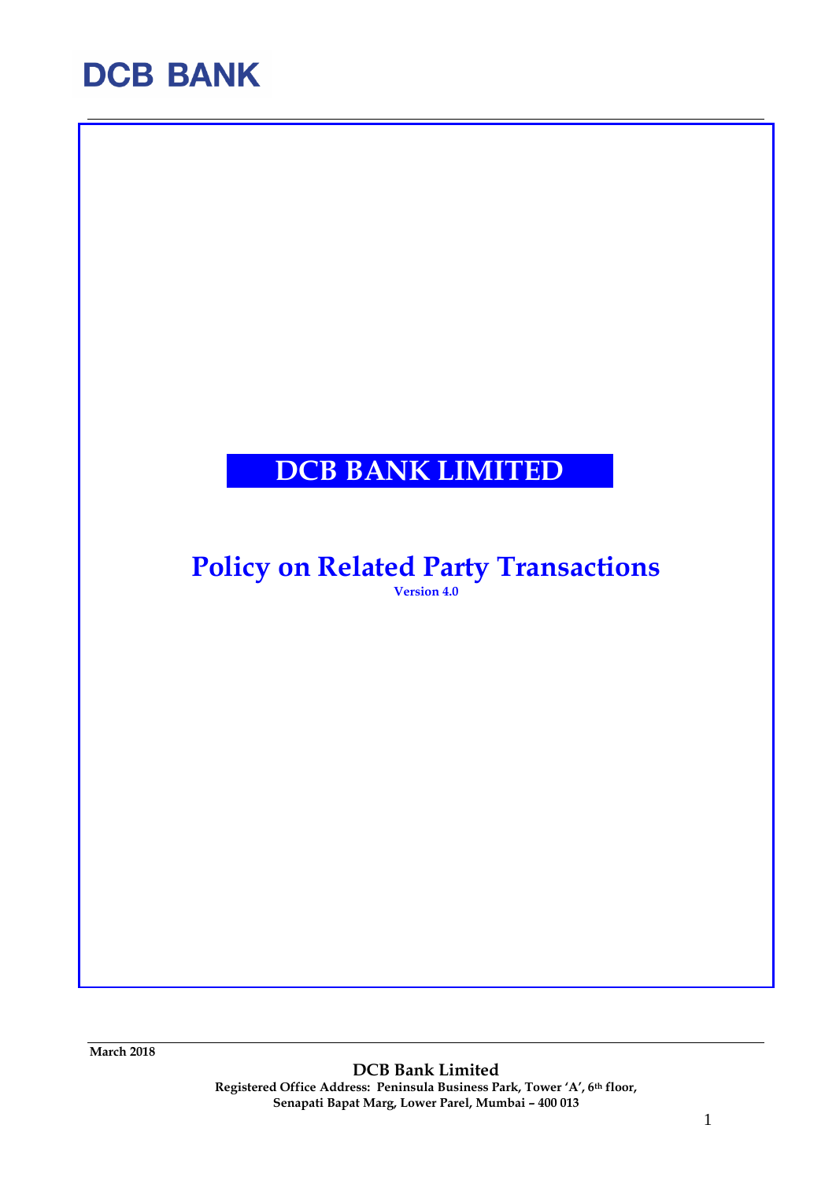DCB BANK

# DCB BANK LIMITED

## Policy on Related Party Transactions

**Version 4.0**

March 2018

**DCB Bank Limited**

**Registered Office Address: Peninsula Business Park, Tower 'A', 6th floor, Senapati Bapat Marg, Lower Parel, Mumbai – 400 013**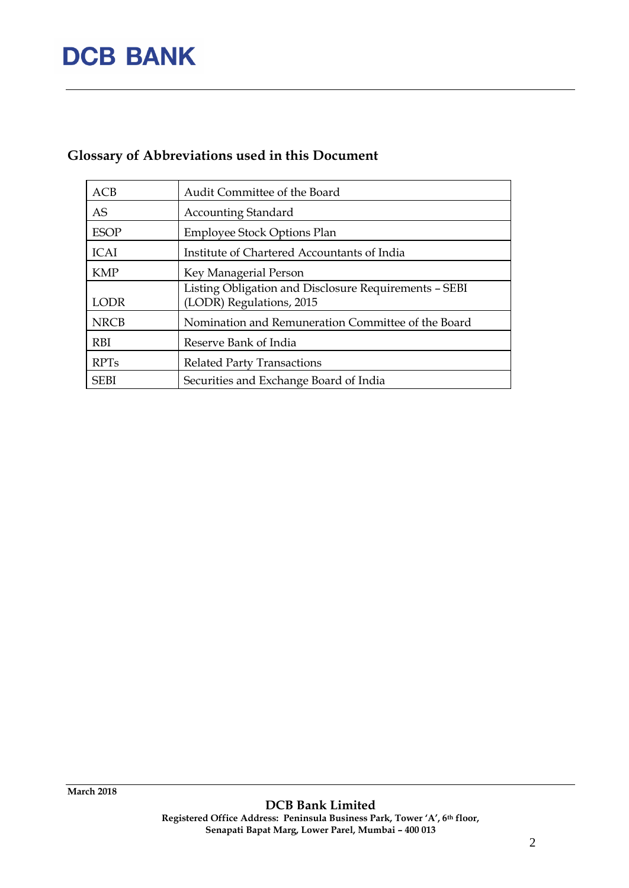## Glossary of Abbreviations used in this Document

| | |
|---|---|
| ACB | Audit Committee of the Board |
| AS | Accounting Standard |
| ESOP | Employee Stock Options Plan |
| ICAI | Institute of Chartered Accountants of India |
| KMP | Key Managerial Person |
| LODR | Listing Obligation and Disclosure Requirements – SEBI (LODR) Regulations, 2015 |
| NRCB | Nomination and Remuneration Committee of the Board |
| RBI | Reserve Bank of India |
| RPTs | Related Party Transactions |
| SEBI | Securities and Exchange Board of India |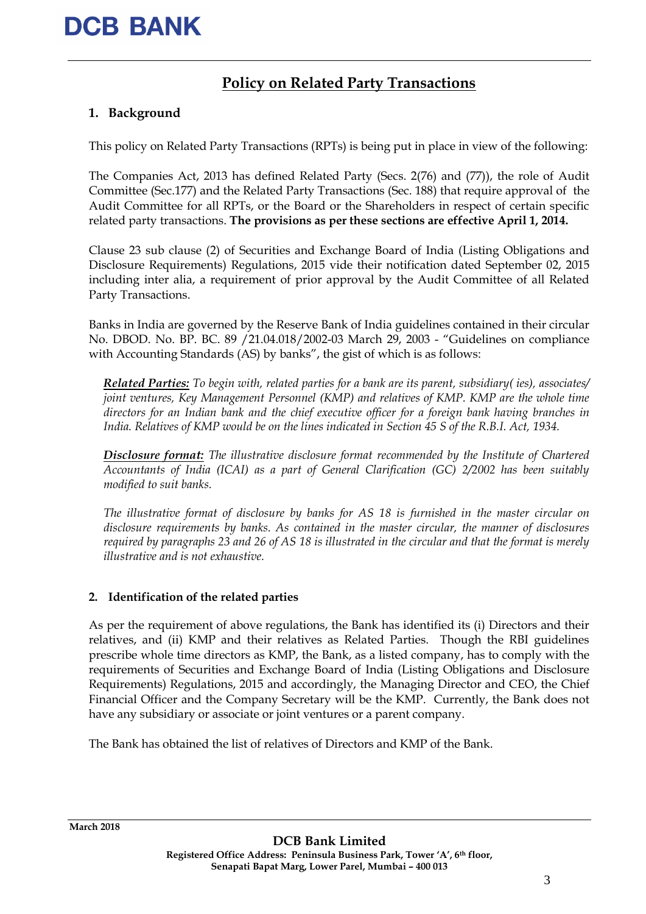# Policy on Related Party Transactions

## 1. Background

This policy on Related Party Transactions (RPTs) is being put in place in view of the following:

The Companies Act, 2013 has defined Related Party (Secs. 2(76) and (77)), the role of Audit Committee (Sec.177) and the Related Party Transactions (Sec. 188) that require approval of the Audit Committee for all RPTs, or the Board or the Shareholders in respect of certain specific related party transactions. **The provisions as per these sections are effective April 1, 2014.**

Clause 23 sub clause (2) of Securities and Exchange Board of India (Listing Obligations and Disclosure Requirements) Regulations, 2015 vide their notification dated September 02, 2015 including inter alia, a requirement of prior approval by the Audit Committee of all Related Party Transactions.

Banks in India are governed by the Reserve Bank of India guidelines contained in their circular No. DBOD. No. BP. BC. 89 /21.04.018/2002-03 March 29, 2003 - "Guidelines on compliance with Accounting Standards (AS) by banks", the gist of which is as follows:

> ***Related Parties:*** *To begin with, related parties for a bank are its parent, subsidiary( ies), associates/ joint ventures, Key Management Personnel (KMP) and relatives of KMP. KMP are the whole time directors for an Indian bank and the chief executive officer for a foreign bank having branches in India. Relatives of KMP would be on the lines indicated in Section 45 S of the R.B.I. Act, 1934.*
>
> ***Disclosure format:*** *The illustrative disclosure format recommended by the Institute of Chartered Accountants of India (ICAI) as a part of General Clarification (GC) 2/2002 has been suitably modified to suit banks.*
>
> *The illustrative format of disclosure by banks for AS 18 is furnished in the master circular on disclosure requirements by banks. As contained in the master circular, the manner of disclosures required by paragraphs 23 and 26 of AS 18 is illustrated in the circular and that the format is merely illustrative and is not exhaustive.*

## 2. Identification of the related parties

As per the requirement of above regulations, the Bank has identified its (i) Directors and their relatives, and (ii) KMP and their relatives as Related Parties. Though the RBI guidelines prescribe whole time directors as KMP, the Bank, as a listed company, has to comply with the requirements of Securities and Exchange Board of India (Listing Obligations and Disclosure Requirements) Regulations, 2015 and accordingly, the Managing Director and CEO, the Chief Financial Officer and the Company Secretary will be the KMP. Currently, the Bank does not have any subsidiary or associate or joint ventures or a parent company.

The Bank has obtained the list of relatives of Directors and KMP of the Bank.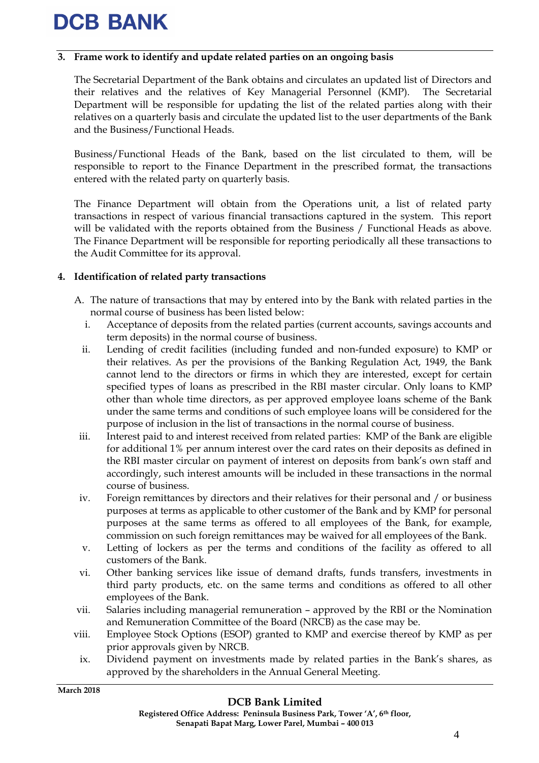## 3. Frame work to identify and update related parties on an ongoing basis

The Secretarial Department of the Bank obtains and circulates an updated list of Directors and their relatives and the relatives of Key Managerial Personnel (KMP). The Secretarial Department will be responsible for updating the list of the related parties along with their relatives on a quarterly basis and circulate the updated list to the user departments of the Bank and the Business/Functional Heads.

Business/Functional Heads of the Bank, based on the list circulated to them, will be responsible to report to the Finance Department in the prescribed format, the transactions entered with the related party on quarterly basis.

The Finance Department will obtain from the Operations unit, a list of related party transactions in respect of various financial transactions captured in the system. This report will be validated with the reports obtained from the Business / Functional Heads as above. The Finance Department will be responsible for reporting periodically all these transactions to the Audit Committee for its approval.

## 4. Identification of related party transactions

A. The nature of transactions that may by entered into by the Bank with related parties in the normal course of business has been listed below:

i. Acceptance of deposits from the related parties (current accounts, savings accounts and term deposits) in the normal course of business.

ii. Lending of credit facilities (including funded and non-funded exposure) to KMP or their relatives. As per the provisions of the Banking Regulation Act, 1949, the Bank cannot lend to the directors or firms in which they are interested, except for certain specified types of loans as prescribed in the RBI master circular. Only loans to KMP other than whole time directors, as per approved employee loans scheme of the Bank under the same terms and conditions of such employee loans will be considered for the purpose of inclusion in the list of transactions in the normal course of business.

iii. Interest paid to and interest received from related parties: KMP of the Bank are eligible for additional 1% per annum interest over the card rates on their deposits as defined in the RBI master circular on payment of interest on deposits from bank's own staff and accordingly, such interest amounts will be included in these transactions in the normal course of business.

iv. Foreign remittances by directors and their relatives for their personal and / or business purposes at terms as applicable to other customer of the Bank and by KMP for personal purposes at the same terms as offered to all employees of the Bank, for example, commission on such foreign remittances may be waived for all employees of the Bank.

v. Letting of lockers as per the terms and conditions of the facility as offered to all customers of the Bank.

vi. Other banking services like issue of demand drafts, funds transfers, investments in third party products, etc. on the same terms and conditions as offered to all other employees of the Bank.

vii. Salaries including managerial remuneration – approved by the RBI or the Nomination and Remuneration Committee of the Board (NRCB) as the case may be.

viii. Employee Stock Options (ESOP) granted to KMP and exercise thereof by KMP as per prior approvals given by NRCB.

ix. Dividend payment on investments made by related parties in the Bank's shares, as approved by the shareholders in the Annual General Meeting.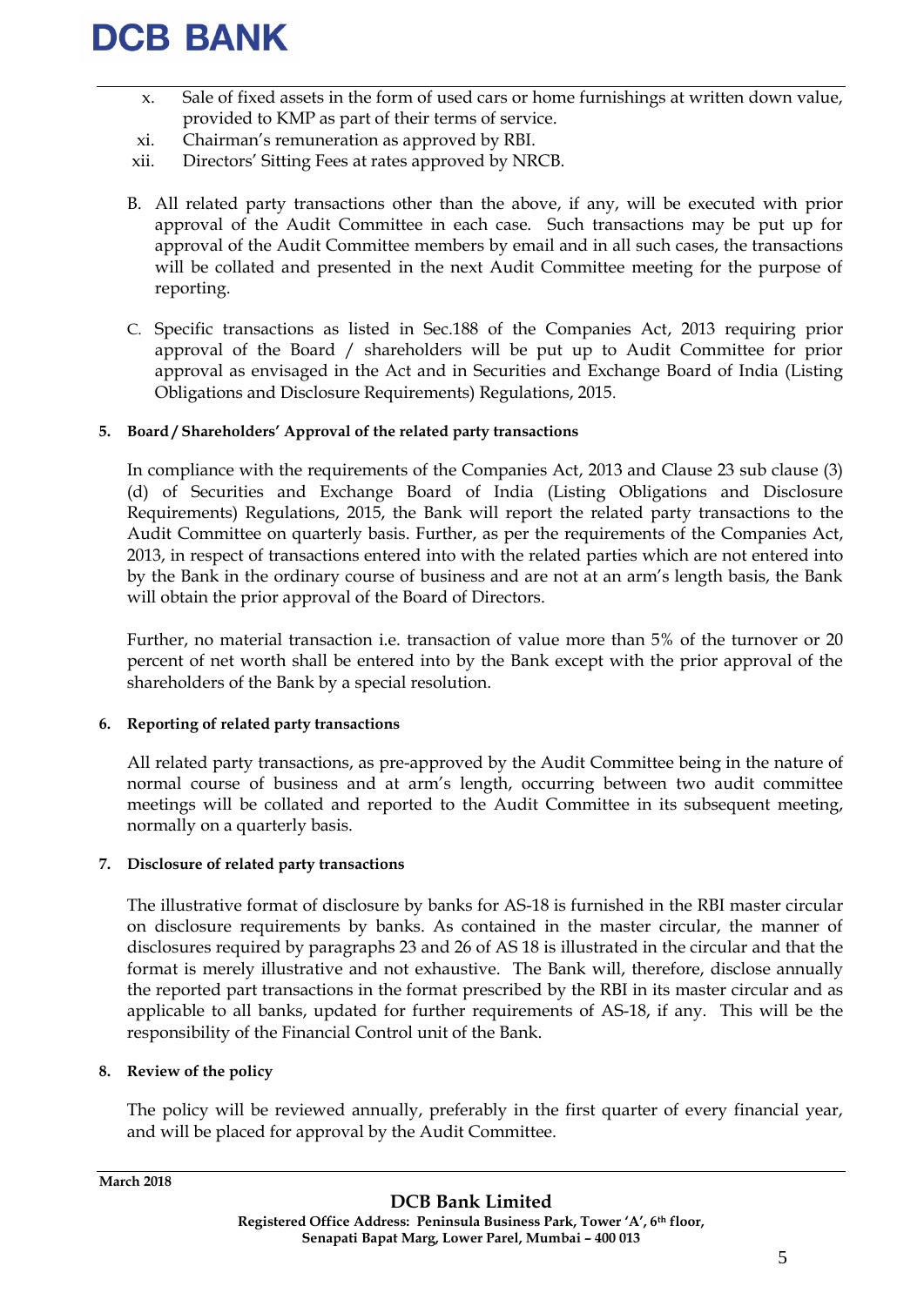x. Sale of fixed assets in the form of used cars or home furnishings at written down value, provided to KMP as part of their terms of service.

xi. Chairman's remuneration as approved by RBI.

xii. Directors' Sitting Fees at rates approved by NRCB.

B. All related party transactions other than the above, if any, will be executed with prior approval of the Audit Committee in each case. Such transactions may be put up for approval of the Audit Committee members by email and in all such cases, the transactions will be collated and presented in the next Audit Committee meeting for the purpose of reporting.

C. Specific transactions as listed in Sec.188 of the Companies Act, 2013 requiring prior approval of the Board / shareholders will be put up to Audit Committee for prior approval as envisaged in the Act and in Securities and Exchange Board of India (Listing Obligations and Disclosure Requirements) Regulations, 2015.

### 5. Board / Shareholders' Approval of the related party transactions

In compliance with the requirements of the Companies Act, 2013 and Clause 23 sub clause (3) (d) of Securities and Exchange Board of India (Listing Obligations and Disclosure Requirements) Regulations, 2015, the Bank will report the related party transactions to the Audit Committee on quarterly basis. Further, as per the requirements of the Companies Act, 2013, in respect of transactions entered into with the related parties which are not entered into by the Bank in the ordinary course of business and are not at an arm's length basis, the Bank will obtain the prior approval of the Board of Directors.

Further, no material transaction i.e. transaction of value more than 5% of the turnover or 20 percent of net worth shall be entered into by the Bank except with the prior approval of the shareholders of the Bank by a special resolution.

### 6. Reporting of related party transactions

All related party transactions, as pre-approved by the Audit Committee being in the nature of normal course of business and at arm's length, occurring between two audit committee meetings will be collated and reported to the Audit Committee in its subsequent meeting, normally on a quarterly basis.

### 7. Disclosure of related party transactions

The illustrative format of disclosure by banks for AS-18 is furnished in the RBI master circular on disclosure requirements by banks. As contained in the master circular, the manner of disclosures required by paragraphs 23 and 26 of AS 18 is illustrated in the circular and that the format is merely illustrative and not exhaustive. The Bank will, therefore, disclose annually the reported part transactions in the format prescribed by the RBI in its master circular and as applicable to all banks, updated for further requirements of AS-18, if any. This will be the responsibility of the Financial Control unit of the Bank.

### 8. Review of the policy

The policy will be reviewed annually, preferably in the first quarter of every financial year, and will be placed for approval by the Audit Committee.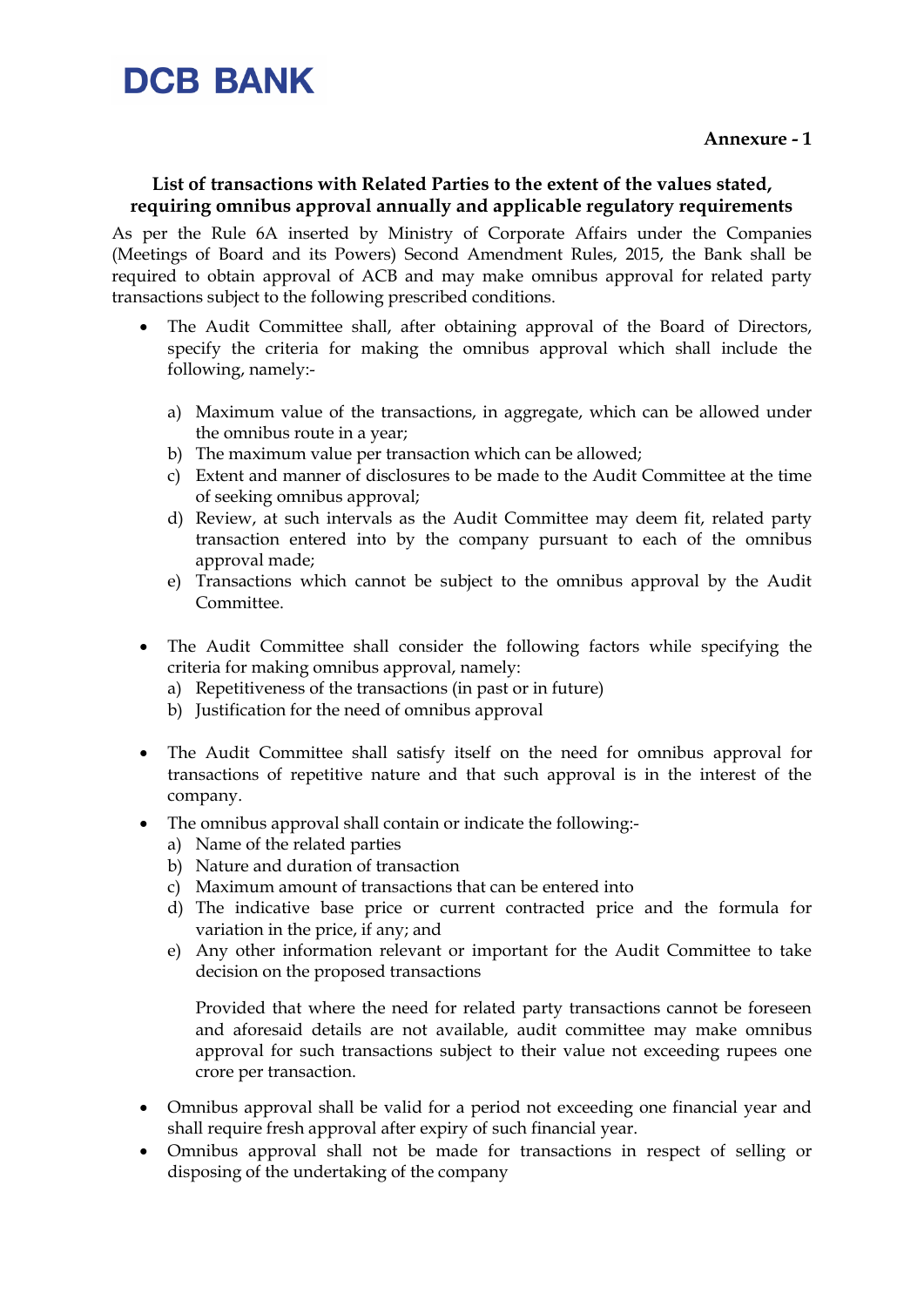**DCB BANK**

**Annexure - 1**

**List of transactions with Related Parties to the extent of the values stated, requiring omnibus approval annually and applicable regulatory requirements**

As per the Rule 6A inserted by Ministry of Corporate Affairs under the Companies (Meetings of Board and its Powers) Second Amendment Rules, 2015, the Bank shall be required to obtain approval of ACB and may make omnibus approval for related party transactions subject to the following prescribed conditions.

- The Audit Committee shall, after obtaining approval of the Board of Directors, specify the criteria for making the omnibus approval which shall include the following, namely:-

  a) Maximum value of the transactions, in aggregate, which can be allowed under the omnibus route in a year;
  b) The maximum value per transaction which can be allowed;
  c) Extent and manner of disclosures to be made to the Audit Committee at the time of seeking omnibus approval;
  d) Review, at such intervals as the Audit Committee may deem fit, related party transaction entered into by the company pursuant to each of the omnibus approval made;
  e) Transactions which cannot be subject to the omnibus approval by the Audit Committee.

- The Audit Committee shall consider the following factors while specifying the criteria for making omnibus approval, namely:
  a) Repetitiveness of the transactions (in past or in future)
  b) Justification for the need of omnibus approval

- The Audit Committee shall satisfy itself on the need for omnibus approval for transactions of repetitive nature and that such approval is in the interest of the company.
- The omnibus approval shall contain or indicate the following:-
  a) Name of the related parties
  b) Nature and duration of transaction
  c) Maximum amount of transactions that can be entered into
  d) The indicative base price or current contracted price and the formula for variation in the price, if any; and
  e) Any other information relevant or important for the Audit Committee to take decision on the proposed transactions

  Provided that where the need for related party transactions cannot be foreseen and aforesaid details are not available, audit committee may make omnibus approval for such transactions subject to their value not exceeding rupees one crore per transaction.

- Omnibus approval shall be valid for a period not exceeding one financial year and shall require fresh approval after expiry of such financial year.
- Omnibus approval shall not be made for transactions in respect of selling or disposing of the undertaking of the company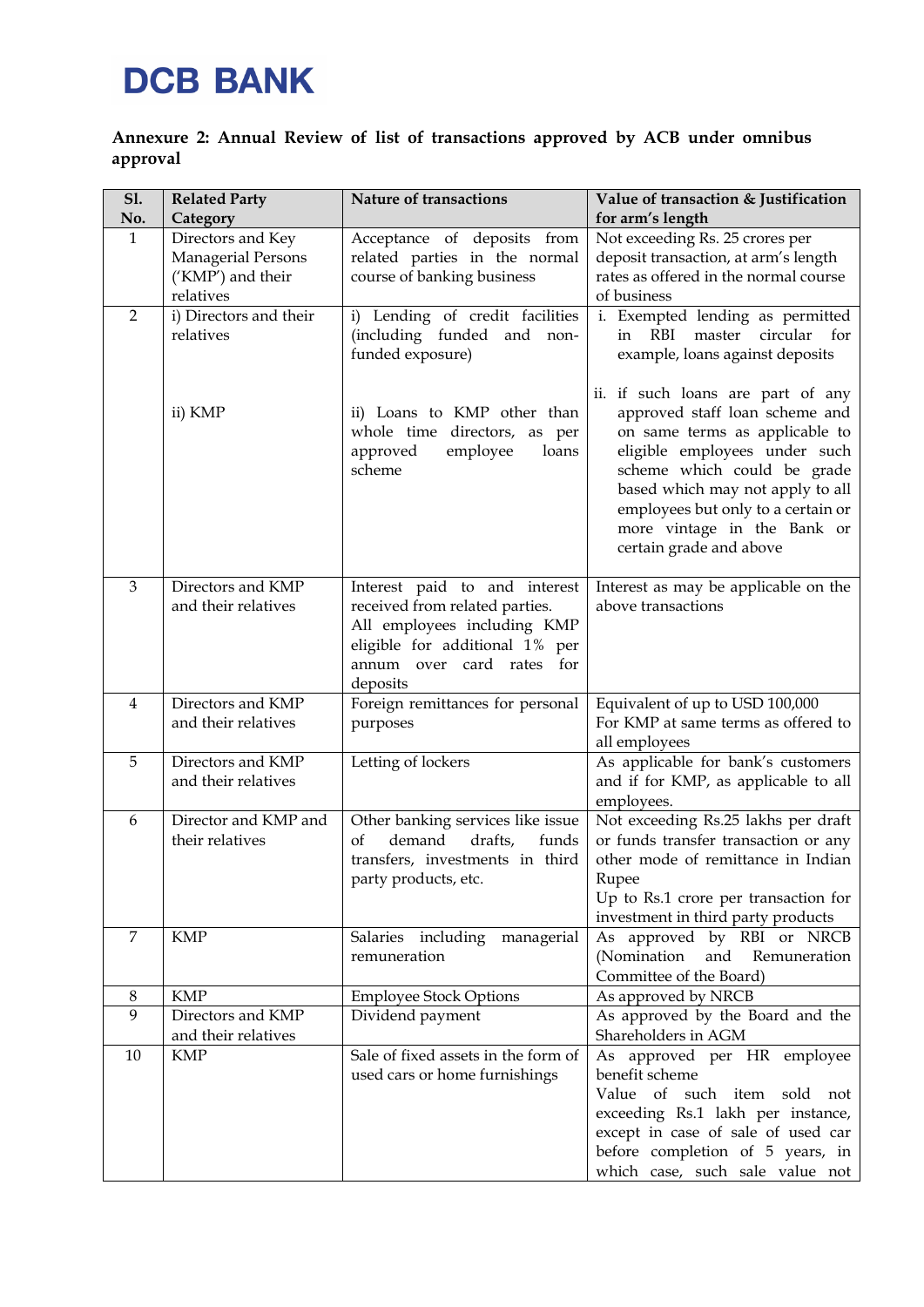**DCB BANK**

**Annexure 2: Annual Review of list of transactions approved by ACB under omnibus approval**

| Sl. No. | Related Party Category | Nature of transactions | Value of transaction & Justification for arm's length |
|---|---|---|---|
| 1 | Directors and Key Managerial Persons ('KMP') and their relatives | Acceptance of deposits from related parties in the normal course of banking business | Not exceeding Rs. 25 crores per deposit transaction, at arm's length rates as offered in the normal course of business |
| 2 | i) Directors and their relatives<br><br>ii) KMP | i) Lending of credit facilities (including funded and non-funded exposure)<br><br>ii) Loans to KMP other than whole time directors, as per approved employee loans scheme | i. Exempted lending as permitted in RBI master circular for example, loans against deposits<br><br>ii. if such loans are part of any approved staff loan scheme and on same terms as applicable to eligible employees under such scheme which could be grade based which may not apply to all employees but only to a certain or more vintage in the Bank or certain grade and above |
| 3 | Directors and KMP and their relatives | Interest paid to and interest received from related parties. All employees including KMP eligible for additional 1% per annum over card rates for deposits | Interest as may be applicable on the above transactions |
| 4 | Directors and KMP and their relatives | Foreign remittances for personal purposes | Equivalent of up to USD 100,000<br>For KMP at same terms as offered to all employees |
| 5 | Directors and KMP and their relatives | Letting of lockers | As applicable for bank's customers and if for KMP, as applicable to all employees. |
| 6 | Director and KMP and their relatives | Other banking services like issue of demand drafts, funds transfers, investments in third party products, etc. | Not exceeding Rs.25 lakhs per draft or funds transfer transaction or any other mode of remittance in Indian Rupee<br>Up to Rs.1 crore per transaction for investment in third party products |
| 7 | KMP | Salaries including managerial remuneration | As approved by RBI or NRCB (Nomination and Remuneration Committee of the Board) |
| 8 | KMP | Employee Stock Options | As approved by NRCB |
| 9 | Directors and KMP and their relatives | Dividend payment | As approved by the Board and the Shareholders in AGM |
| 10 | KMP | Sale of fixed assets in the form of used cars or home furnishings | As approved per HR employee benefit scheme<br>Value of such item sold not exceeding Rs.1 lakh per instance, except in case of sale of used car before completion of 5 years, in which case, such sale value not |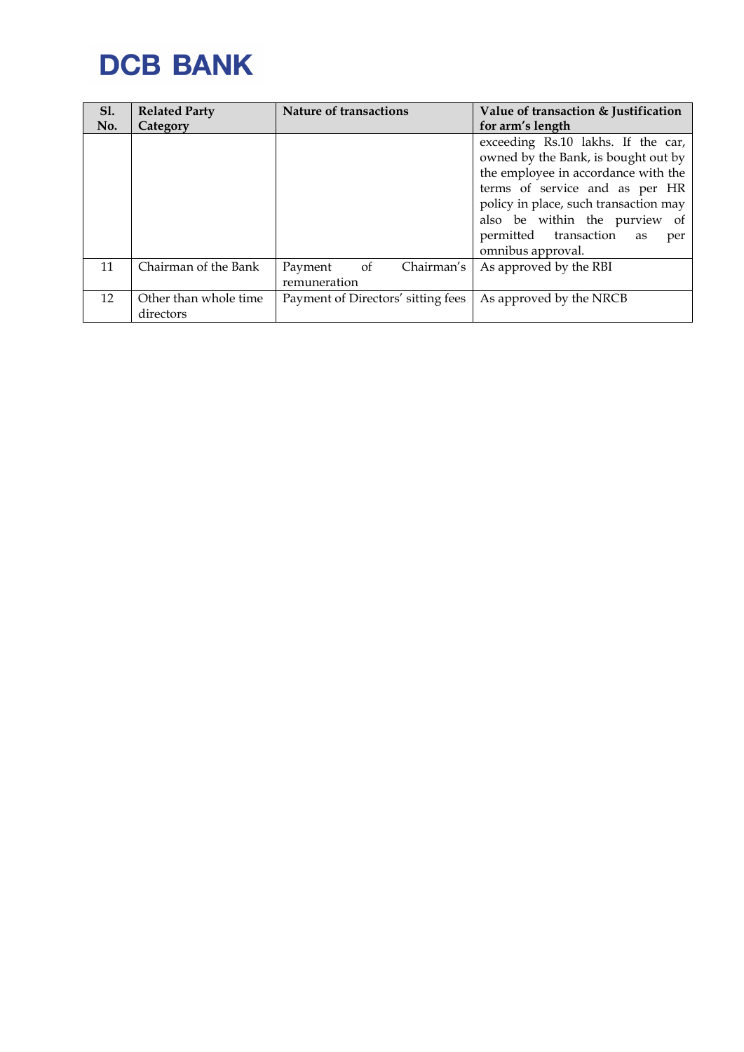| Sl. No. | Related Party Category | Nature of transactions | Value of transaction & Justification for arm's length |
|---|---|---|---|
| | | | exceeding Rs.10 lakhs. If the car, owned by the Bank, is bought out by the employee in accordance with the terms of service and as per HR policy in place, such transaction may also be within the purview of permitted transaction as per omnibus approval. |
| 11 | Chairman of the Bank | Payment of Chairman's remuneration | As approved by the RBI |
| 12 | Other than whole time directors | Payment of Directors' sitting fees | As approved by the NRCB |